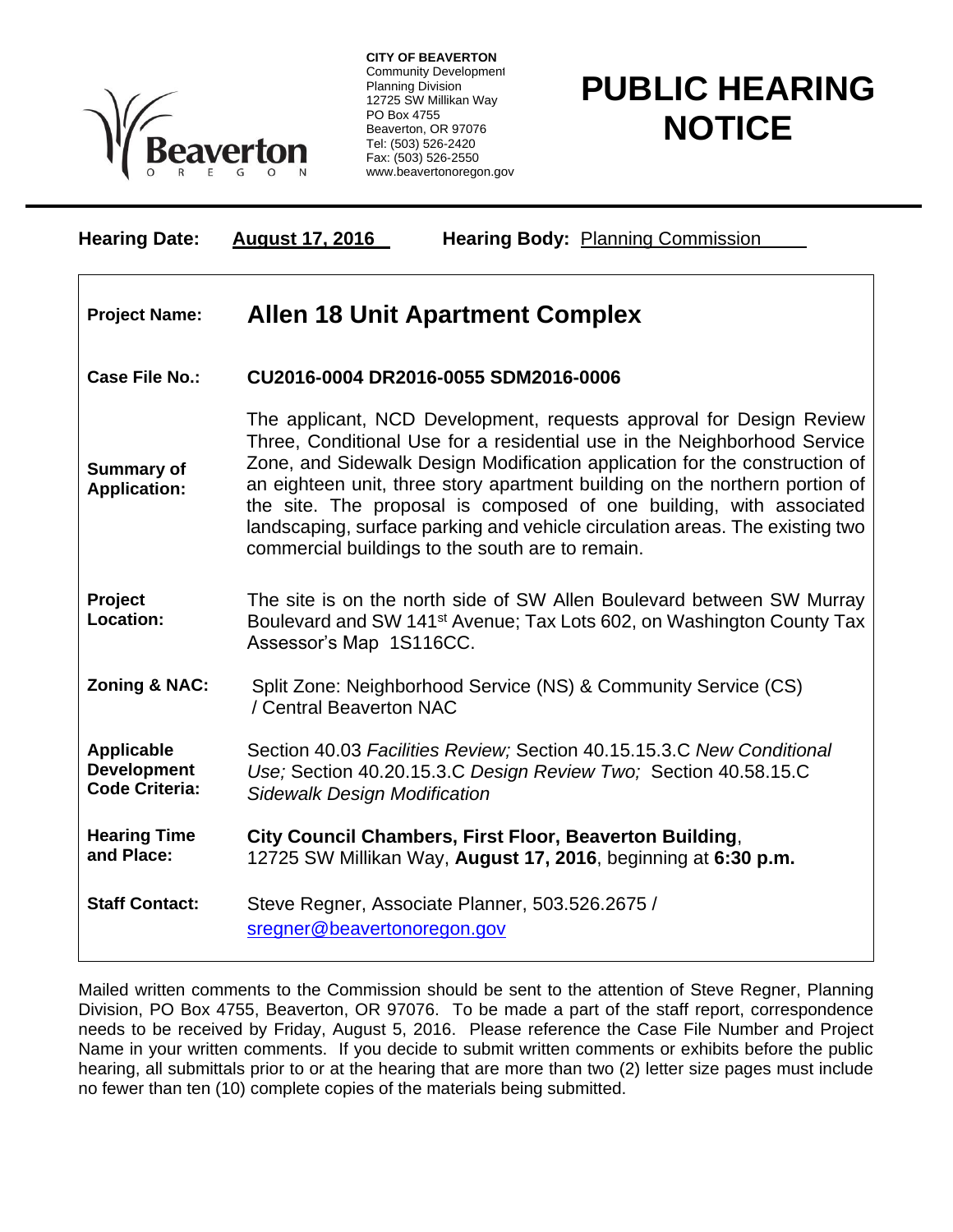**CITY OF BEAVERTON**
Community Development
Planning Division
12725 SW Millikan Way
PO Box 4755
Beaverton, OR 97076
Tel: (503) 526-2420
Fax: (503) 526-2550
www.beavertonoregon.gov

# PUBLIC HEARING NOTICE

**Hearing Date:** **August 17, 2016** **Hearing Body:** Planning Commission

| | |
|---|---|
| **Project Name:** | **Allen 18 Unit Apartment Complex** |
| **Case File No.:** | **CU2016-0004 DR2016-0055 SDM2016-0006** |
| **Summary of Application:** | The applicant, NCD Development, requests approval for Design Review Three, Conditional Use for a residential use in the Neighborhood Service Zone, and Sidewalk Design Modification application for the construction of an eighteen unit, three story apartment building on the northern portion of the site. The proposal is composed of one building, with associated landscaping, surface parking and vehicle circulation areas. The existing two commercial buildings to the south are to remain. |
| **Project Location:** | The site is on the north side of SW Allen Boulevard between SW Murray Boulevard and SW 141st Avenue; Tax Lots 602, on Washington County Tax Assessor's Map 1S116CC. |
| **Zoning & NAC:** | Split Zone: Neighborhood Service (NS) & Community Service (CS) / Central Beaverton NAC |
| **Applicable Development Code Criteria:** | Section 40.03 *Facilities Review;* Section 40.15.15.3.C *New Conditional Use;* Section 40.20.15.3.C *Design Review Two;* Section 40.58.15.C *Sidewalk Design Modification* |
| **Hearing Time and Place:** | **City Council Chambers, First Floor, Beaverton Building**, 12725 SW Millikan Way, **August 17, 2016**, beginning at **6:30 p.m.** |
| **Staff Contact:** | Steve Regner, Associate Planner, 503.526.2675 / sregner@beavertonoregon.gov |

Mailed written comments to the Commission should be sent to the attention of Steve Regner, Planning Division, PO Box 4755, Beaverton, OR 97076. To be made a part of the staff report, correspondence needs to be received by Friday, August 5, 2016. Please reference the Case File Number and Project Name in your written comments. If you decide to submit written comments or exhibits before the public hearing, all submittals prior to or at the hearing that are more than two (2) letter size pages must include no fewer than ten (10) complete copies of the materials being submitted.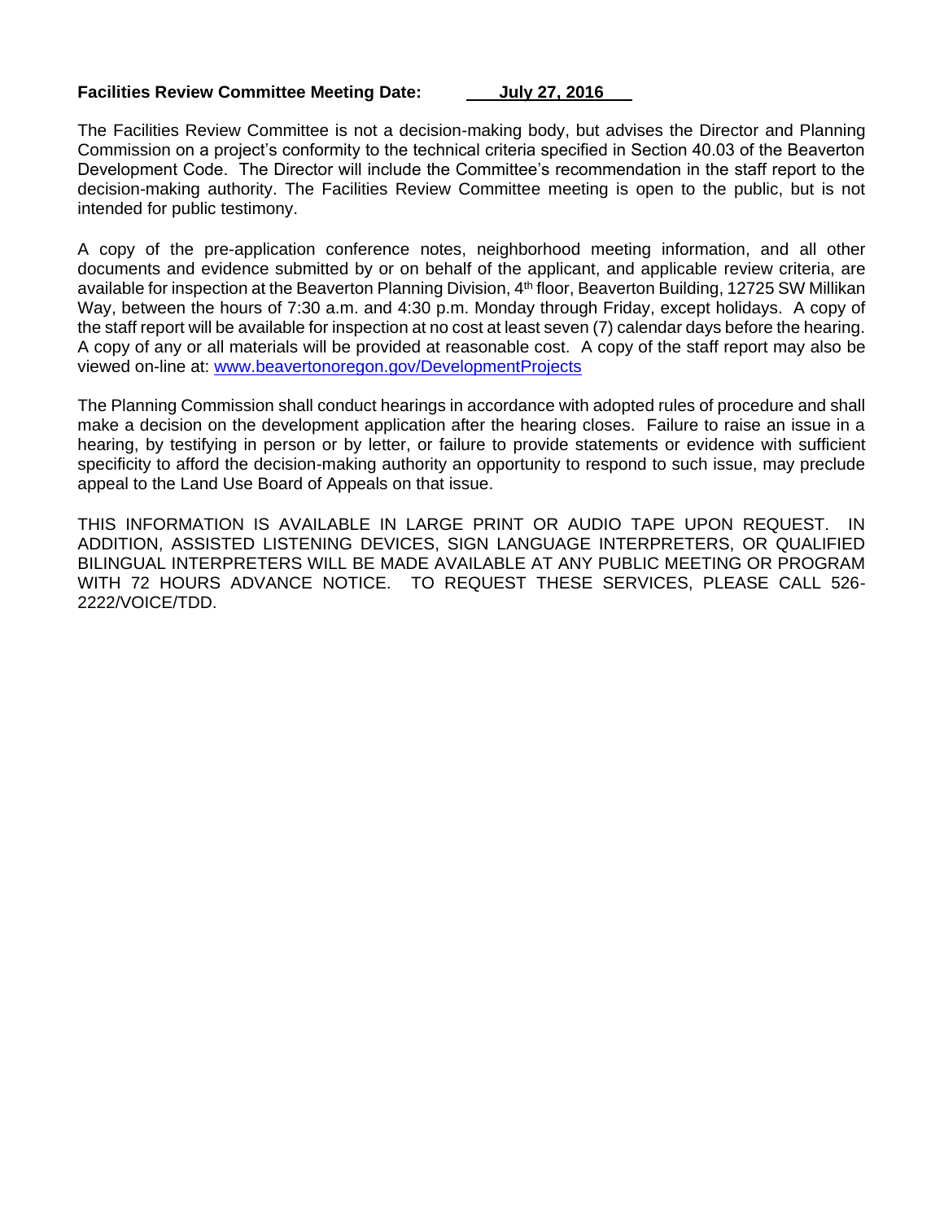**Facilities Review Committee Meeting Date:** **July 27, 2016**

The Facilities Review Committee is not a decision-making body, but advises the Director and Planning Commission on a project's conformity to the technical criteria specified in Section 40.03 of the Beaverton Development Code. The Director will include the Committee's recommendation in the staff report to the decision-making authority. The Facilities Review Committee meeting is open to the public, but is not intended for public testimony.

A copy of the pre-application conference notes, neighborhood meeting information, and all other documents and evidence submitted by or on behalf of the applicant, and applicable review criteria, are available for inspection at the Beaverton Planning Division, 4th floor, Beaverton Building, 12725 SW Millikan Way, between the hours of 7:30 a.m. and 4:30 p.m. Monday through Friday, except holidays. A copy of the staff report will be available for inspection at no cost at least seven (7) calendar days before the hearing. A copy of any or all materials will be provided at reasonable cost. A copy of the staff report may also be viewed on-line at: www.beavertonoregon.gov/DevelopmentProjects

The Planning Commission shall conduct hearings in accordance with adopted rules of procedure and shall make a decision on the development application after the hearing closes. Failure to raise an issue in a hearing, by testifying in person or by letter, or failure to provide statements or evidence with sufficient specificity to afford the decision-making authority an opportunity to respond to such issue, may preclude appeal to the Land Use Board of Appeals on that issue.

THIS INFORMATION IS AVAILABLE IN LARGE PRINT OR AUDIO TAPE UPON REQUEST. IN ADDITION, ASSISTED LISTENING DEVICES, SIGN LANGUAGE INTERPRETERS, OR QUALIFIED BILINGUAL INTERPRETERS WILL BE MADE AVAILABLE AT ANY PUBLIC MEETING OR PROGRAM WITH 72 HOURS ADVANCE NOTICE. TO REQUEST THESE SERVICES, PLEASE CALL 526-2222/VOICE/TDD.